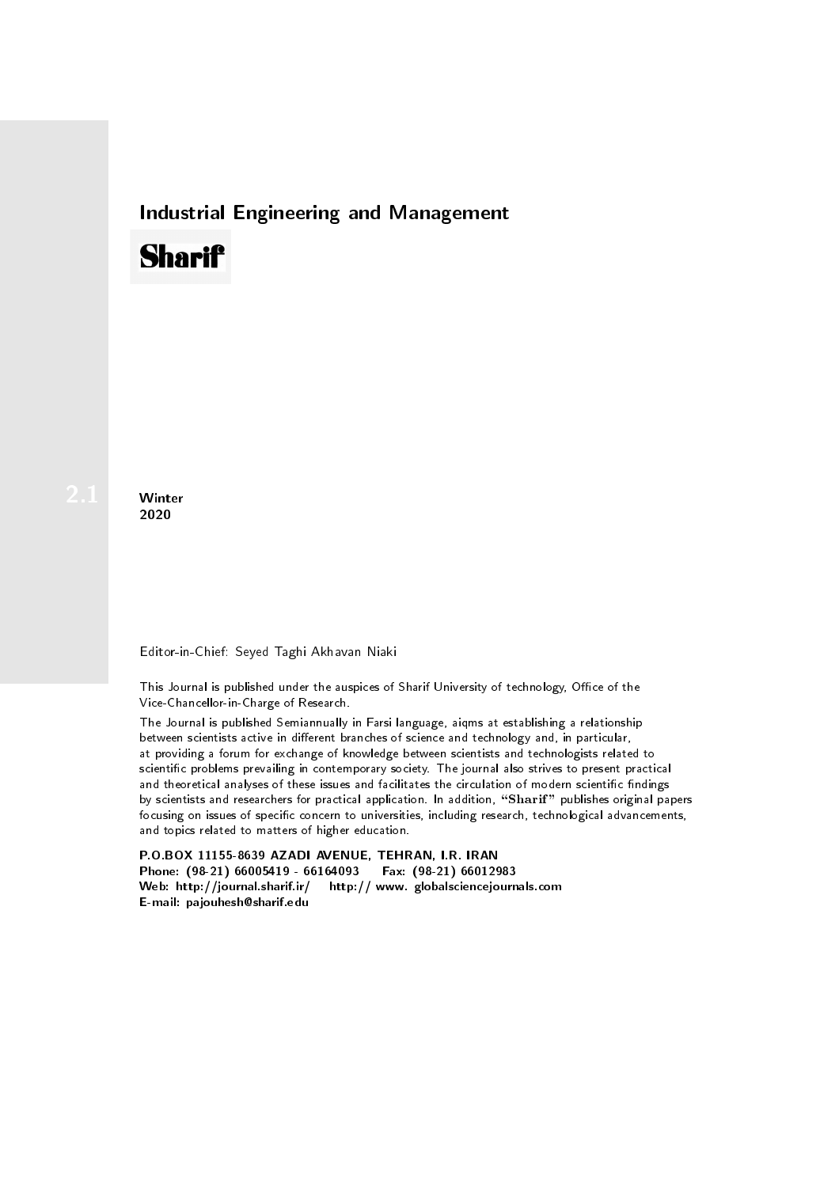# Industrial Engineering and Management

**Sharif**

2.1

**Winter**
**2020**

Editor-in-Chief: Seyed Taghi Akhavan Niaki

This Journal is published under the auspices of Sharif University of technology, Office of the Vice-Chancellor-in-Charge of Research.

The Journal is published Semiannually in Farsi language, aiqms at establishing a relationship between scientists active in different branches of science and technology and, in particular, at providing a forum for exchange of knowledge between scientists and technologists related to scientific problems prevailing in contemporary society. The journal also strives to present practical and theoretical analyses of these issues and facilitates the circulation of modern scientific findings by scientists and researchers for practical application. In addition, "Sharif" publishes original papers focusing on issues of specific concern to universities, including research, technological advancements, and topics related to matters of higher education.

**P.O.BOX 11155-8639 AZADI AVENUE, TEHRAN, I.R. IRAN**
**Phone: (98-21) 66005419 - 66164093 Fax: (98-21) 66012983**
**Web: http://journal.sharif.ir/ http:// www. globalsciencejournals.com**
**E-mail: pajouhesh@sharif.edu**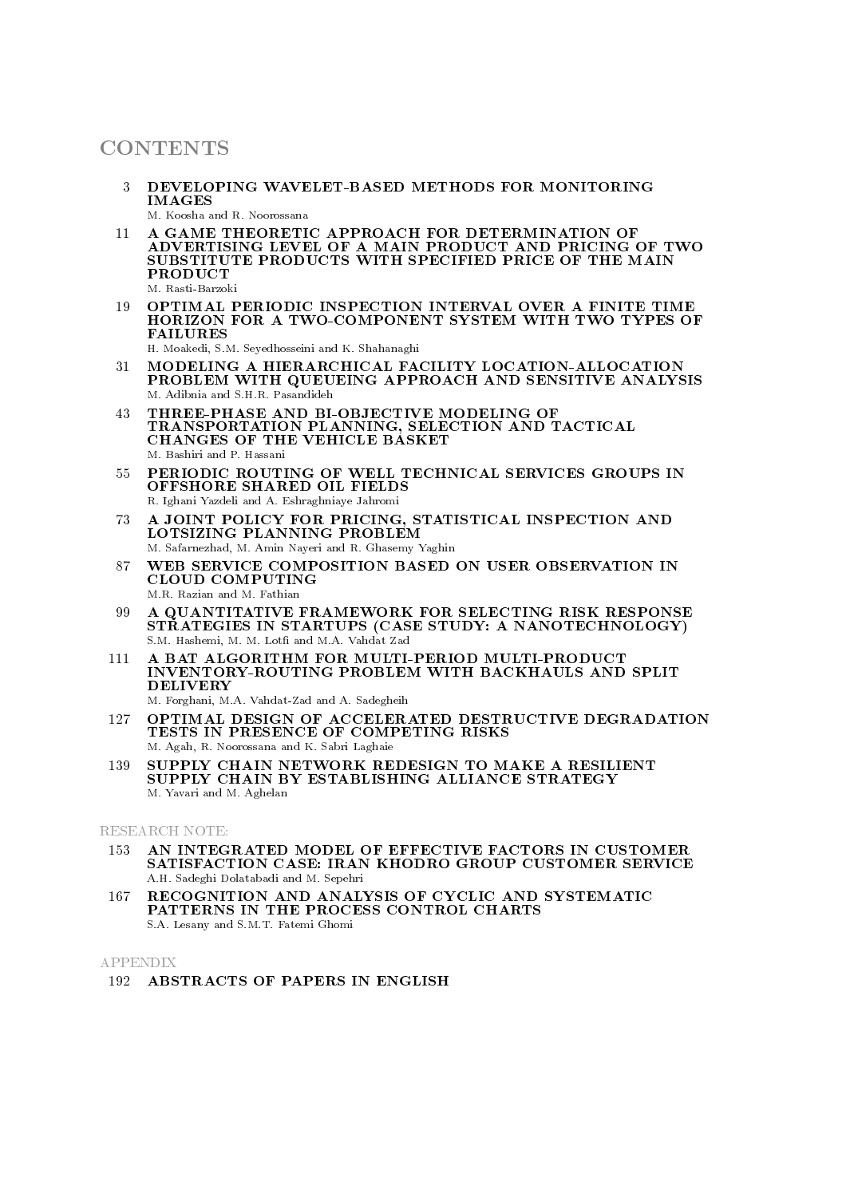# CONTENTS

3 **DEVELOPING WAVELET-BASED METHODS FOR MONITORING IMAGES**
M. Koosha and R. Noorossana

11 **A GAME THEORETIC APPROACH FOR DETERMINATION OF ADVERTISING LEVEL OF A MAIN PRODUCT AND PRICING OF TWO SUBSTITUTE PRODUCTS WITH SPECIFIED PRICE OF THE MAIN PRODUCT**
M. Rasti-Barzoki

19 **OPTIMAL PERIODIC INSPECTION INTERVAL OVER A FINITE TIME HORIZON FOR A TWO-COMPONENT SYSTEM WITH TWO TYPES OF FAILURES**
H. Moakedi, S.M. Seyedhosseini and K. Shahanaghi

31 **MODELING A HIERARCHICAL FACILITY LOCATION-ALLOCATION PROBLEM WITH QUEUEING APPROACH AND SENSITIVE ANALYSIS**
M. Adibnia and S.H.R. Pasandideh

43 **THREE-PHASE AND BI-OBJECTIVE MODELING OF TRANSPORTATION PLANNING, SELECTION AND TACTICAL CHANGES OF THE VEHICLE BASKET**
M. Bashiri and P. Hassani

55 **PERIODIC ROUTING OF WELL TECHNICAL SERVICES GROUPS IN OFFSHORE SHARED OIL FIELDS**
R. Ighani Yazdeli and A. Eshraghniaye Jahromi

73 **A JOINT POLICY FOR PRICING, STATISTICAL INSPECTION AND LOTSIZING PLANNING PROBLEM**
M. Safarnezhad, M. Amin Nayeri and R. Ghasemy Yaghin

87 **WEB SERVICE COMPOSITION BASED ON USER OBSERVATION IN CLOUD COMPUTING**
M.R. Razian and M. Fathian

99 **A QUANTITATIVE FRAMEWORK FOR SELECTING RISK RESPONSE STRATEGIES IN STARTUPS (CASE STUDY: A NANOTECHNOLOGY)**
S.M. Hashemi, M. M. Lotfi and M.A. Vahdat Zad

111 **A BAT ALGORITHM FOR MULTI-PERIOD MULTI-PRODUCT INVENTORY-ROUTING PROBLEM WITH BACKHAULS AND SPLIT DELIVERY**
M. Forghani, M.A. Vahdat-Zad and A. Sadegheih

127 **OPTIMAL DESIGN OF ACCELERATED DESTRUCTIVE DEGRADATION TESTS IN PRESENCE OF COMPETING RISKS**
M. Agah, R. Noorossana and K. Sabri Laghaie

139 **SUPPLY CHAIN NETWORK REDESIGN TO MAKE A RESILIENT SUPPLY CHAIN BY ESTABLISHING ALLIANCE STRATEGY**
M. Yavari and M. Aghelan

## RESEARCH NOTE:

153 **AN INTEGRATED MODEL OF EFFECTIVE FACTORS IN CUSTOMER SATISFACTION CASE: IRAN KHODRO GROUP CUSTOMER SERVICE**
A.H. Sadeghi Dolatabadi and M. Sepehri

167 **RECOGNITION AND ANALYSIS OF CYCLIC AND SYSTEMATIC PATTERNS IN THE PROCESS CONTROL CHARTS**
S.A. Lesany and S.M.T. Fatemi Ghomi

## APPENDIX

192 **ABSTRACTS OF PAPERS IN ENGLISH**